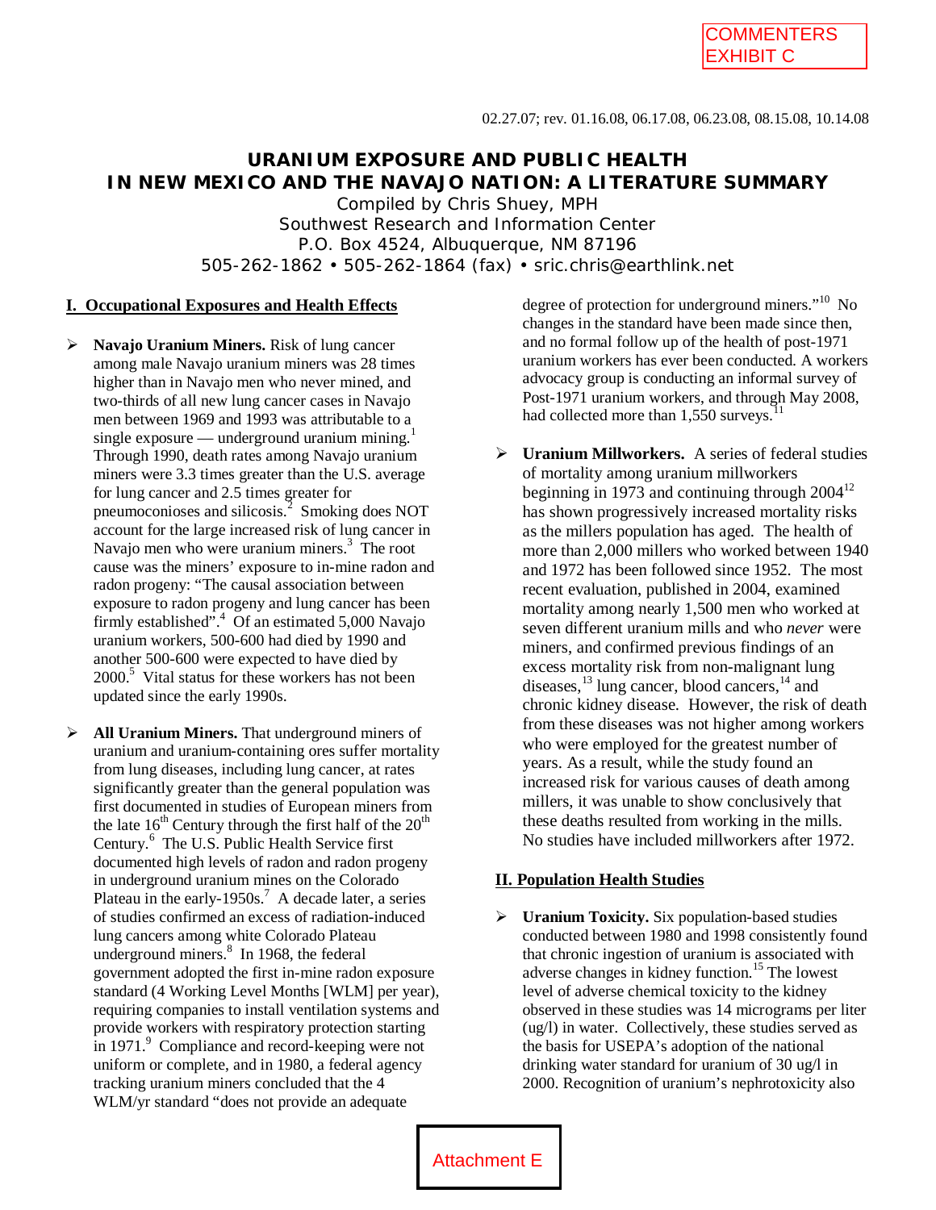COMMENTERS EXHIBIT C

02.27.07; rev. 01.16.08, 06.17.08, 06.23.08, 08.15.08, 10.14.08

# URANIUM EXPOSURE AND PUBLIC HEALTH IN NEW MEXICO AND THE NAVAJO NATION: A LITERATURE SUMMARY

Compiled by Chris Shuey, MPH
Southwest Research and Information Center
P.O. Box 4524, Albuquerque, NM 87196
505-262-1862 • 505-262-1864 (fax) • sric.chris@earthlink.net

## I. Occupational Exposures and Health Effects

- **Navajo Uranium Miners.** Risk of lung cancer among male Navajo uranium miners was 28 times higher than in Navajo men who never mined, and two-thirds of all new lung cancer cases in Navajo men between 1969 and 1993 was attributable to a single exposure — underground uranium mining.[1] Through 1990, death rates among Navajo uranium miners were 3.3 times greater than the U.S. average for lung cancer and 2.5 times greater for pneumoconioses and silicosis.[2] Smoking does NOT account for the large increased risk of lung cancer in Navajo men who were uranium miners.[3] The root cause was the miners' exposure to in-mine radon and radon progeny: "The causal association between exposure to radon progeny and lung cancer has been firmly established".[4] Of an estimated 5,000 Navajo uranium workers, 500-600 had died by 1990 and another 500-600 were expected to have died by 2000.[5] Vital status for these workers has not been updated since the early 1990s.

- **All Uranium Miners.** That underground miners of uranium and uranium-containing ores suffer mortality from lung diseases, including lung cancer, at rates significantly greater than the general population was first documented in studies of European miners from the late 16th Century through the first half of the 20th Century.[6] The U.S. Public Health Service first documented high levels of radon and radon progeny in underground uranium mines on the Colorado Plateau in the early-1950s.[7] A decade later, a series of studies confirmed an excess of radiation-induced lung cancers among white Colorado Plateau underground miners.[8] In 1968, the federal government adopted the first in-mine radon exposure standard (4 Working Level Months [WLM] per year), requiring companies to install ventilation systems and provide workers with respiratory protection starting in 1971.[9] Compliance and record-keeping were not uniform or complete, and in 1980, a federal agency tracking uranium miners concluded that the 4 WLM/yr standard "does not provide an adequate degree of protection for underground miners."[10] No changes in the standard have been made since then, and no formal follow up of the health of post-1971 uranium workers has ever been conducted. A workers advocacy group is conducting an informal survey of Post-1971 uranium workers, and through May 2008, had collected more than 1,550 surveys.[11]

- **Uranium Millworkers.** A series of federal studies of mortality among uranium millworkers beginning in 1973 and continuing through 2004[12] has shown progressively increased mortality risks as the millers population has aged. The health of more than 2,000 millers who worked between 1940 and 1972 has been followed since 1952. The most recent evaluation, published in 2004, examined mortality among nearly 1,500 men who worked at seven different uranium mills and who *never* were miners, and confirmed previous findings of an excess mortality risk from non-malignant lung diseases,[13] lung cancer, blood cancers,[14] and chronic kidney disease. However, the risk of death from these diseases was not higher among workers who were employed for the greatest number of years. As a result, while the study found an increased risk for various causes of death among millers, it was unable to show conclusively that these deaths resulted from working in the mills. No studies have included millworkers after 1972.

## II. Population Health Studies

- **Uranium Toxicity.** Six population-based studies conducted between 1980 and 1998 consistently found that chronic ingestion of uranium is associated with adverse changes in kidney function.[15] The lowest level of adverse chemical toxicity to the kidney observed in these studies was 14 micrograms per liter (ug/l) in water. Collectively, these studies served as the basis for USEPA's adoption of the national drinking water standard for uranium of 30 ug/l in 2000. Recognition of uranium's nephrotoxicity also

Attachment E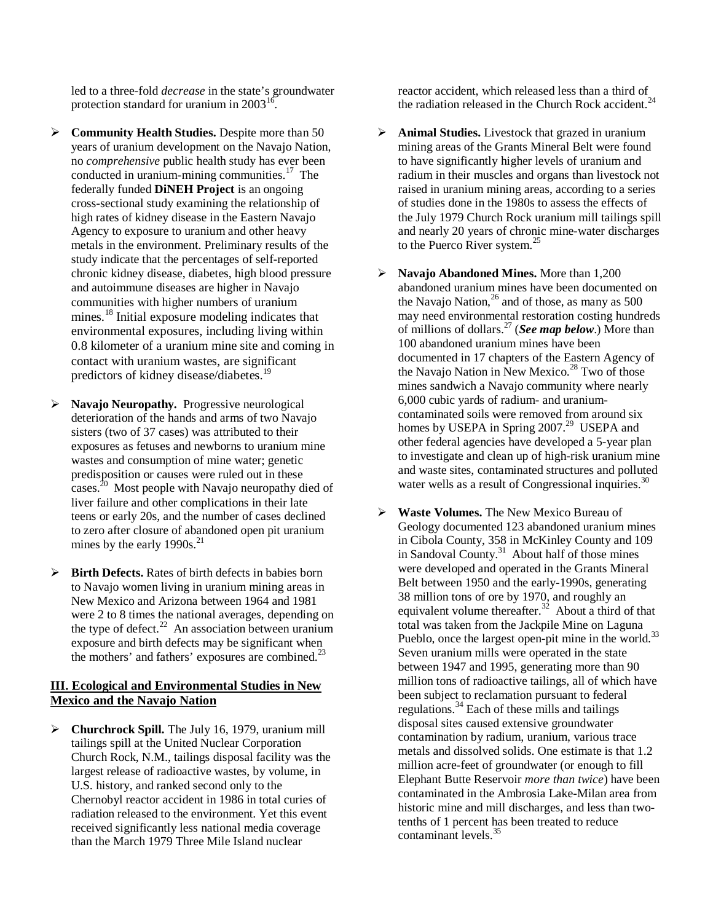led to a three-fold *decrease* in the state's groundwater protection standard for uranium in 2003[16].

- **Community Health Studies.** Despite more than 50 years of uranium development on the Navajo Nation, no *comprehensive* public health study has ever been conducted in uranium-mining communities.[17] The federally funded **DiNEH Project** is an ongoing cross-sectional study examining the relationship of high rates of kidney disease in the Eastern Navajo Agency to exposure to uranium and other heavy metals in the environment. Preliminary results of the study indicate that the percentages of self-reported chronic kidney disease, diabetes, high blood pressure and autoimmune diseases are higher in Navajo communities with higher numbers of uranium mines.[18] Initial exposure modeling indicates that environmental exposures, including living within 0.8 kilometer of a uranium mine site and coming in contact with uranium wastes, are significant predictors of kidney disease/diabetes.[19]

- **Navajo Neuropathy.** Progressive neurological deterioration of the hands and arms of two Navajo sisters (two of 37 cases) was attributed to their exposures as fetuses and newborns to uranium mine wastes and consumption of mine water; genetic predisposition or causes were ruled out in these cases.[20] Most people with Navajo neuropathy died of liver failure and other complications in their late teens or early 20s, and the number of cases declined to zero after closure of abandoned open pit uranium mines by the early 1990s.[21]

- **Birth Defects.** Rates of birth defects in babies born to Navajo women living in uranium mining areas in New Mexico and Arizona between 1964 and 1981 were 2 to 8 times the national averages, depending on the type of defect.[22] An association between uranium exposure and birth defects may be significant when the mothers' and fathers' exposures are combined.[23]

## III. Ecological and Environmental Studies in New Mexico and the Navajo Nation

- **Churchrock Spill.** The July 16, 1979, uranium mill tailings spill at the United Nuclear Corporation Church Rock, N.M., tailings disposal facility was the largest release of radioactive wastes, by volume, in U.S. history, and ranked second only to the Chernobyl reactor accident in 1986 in total curies of radiation released to the environment. Yet this event received significantly less national media coverage than the March 1979 Three Mile Island nuclear reactor accident, which released less than a third of the radiation released in the Church Rock accident.[24]

- **Animal Studies.** Livestock that grazed in uranium mining areas of the Grants Mineral Belt were found to have significantly higher levels of uranium and radium in their muscles and organs than livestock not raised in uranium mining areas, according to a series of studies done in the 1980s to assess the effects of the July 1979 Church Rock uranium mill tailings spill and nearly 20 years of chronic mine-water discharges to the Puerco River system.[25]

- **Navajo Abandoned Mines.** More than 1,200 abandoned uranium mines have been documented on the Navajo Nation,[26] and of those, as many as 500 may need environmental restoration costing hundreds of millions of dollars.[27] (***See map below***.) More than 100 abandoned uranium mines have been documented in 17 chapters of the Eastern Agency of the Navajo Nation in New Mexico.[28] Two of those mines sandwich a Navajo community where nearly 6,000 cubic yards of radium- and uranium-contaminated soils were removed from around six homes by USEPA in Spring 2007.[29] USEPA and other federal agencies have developed a 5-year plan to investigate and clean up of high-risk uranium mine and waste sites, contaminated structures and polluted water wells as a result of Congressional inquiries.[30]

- **Waste Volumes.** The New Mexico Bureau of Geology documented 123 abandoned uranium mines in Cibola County, 358 in McKinley County and 109 in Sandoval County.[31] About half of those mines were developed and operated in the Grants Mineral Belt between 1950 and the early-1990s, generating 38 million tons of ore by 1970, and roughly an equivalent volume thereafter.[32] About a third of that total was taken from the Jackpile Mine on Laguna Pueblo, once the largest open-pit mine in the world.[33] Seven uranium mills were operated in the state between 1947 and 1995, generating more than 90 million tons of radioactive tailings, all of which have been subject to reclamation pursuant to federal regulations.[34] Each of these mills and tailings disposal sites caused extensive groundwater contamination by radium, uranium, various trace metals and dissolved solids. One estimate is that 1.2 million acre-feet of groundwater (or enough to fill Elephant Butte Reservoir *more than twice*) have been contaminated in the Ambrosia Lake-Milan area from historic mine and mill discharges, and less than two-tenths of 1 percent has been treated to reduce contaminant levels.[35]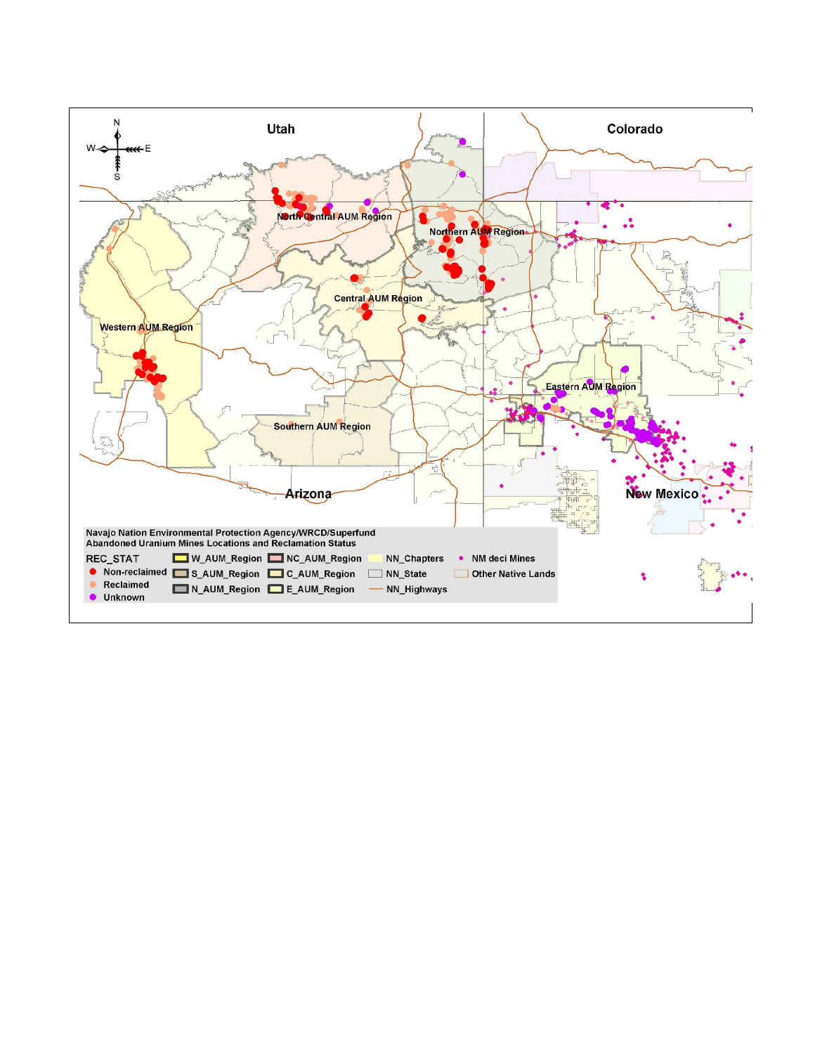Utah

Colorado

Arizona

New Mexico

North Central AUM Region

Northern AUM Region

Central AUM Region

Western AUM Region

Eastern AUM Region

Southern AUM Region

**Navajo Nation Environmental Protection Agency/WRCD/Superfund**
**Abandoned Uranium Mines Locations and Reclamation Status**

| REC_STAT | | | | |
|---|---|---|---|---|
| Non-reclaimed | W_AUM_Region | NC_AUM_Region | NN_Chapters | NM deci Mines |
| Reclaimed | S_AUM_Region | C_AUM_Region | NN_State | Other Native Lands |
| Unknown | N_AUM_Region | E_AUM_Region | NN_Highways | |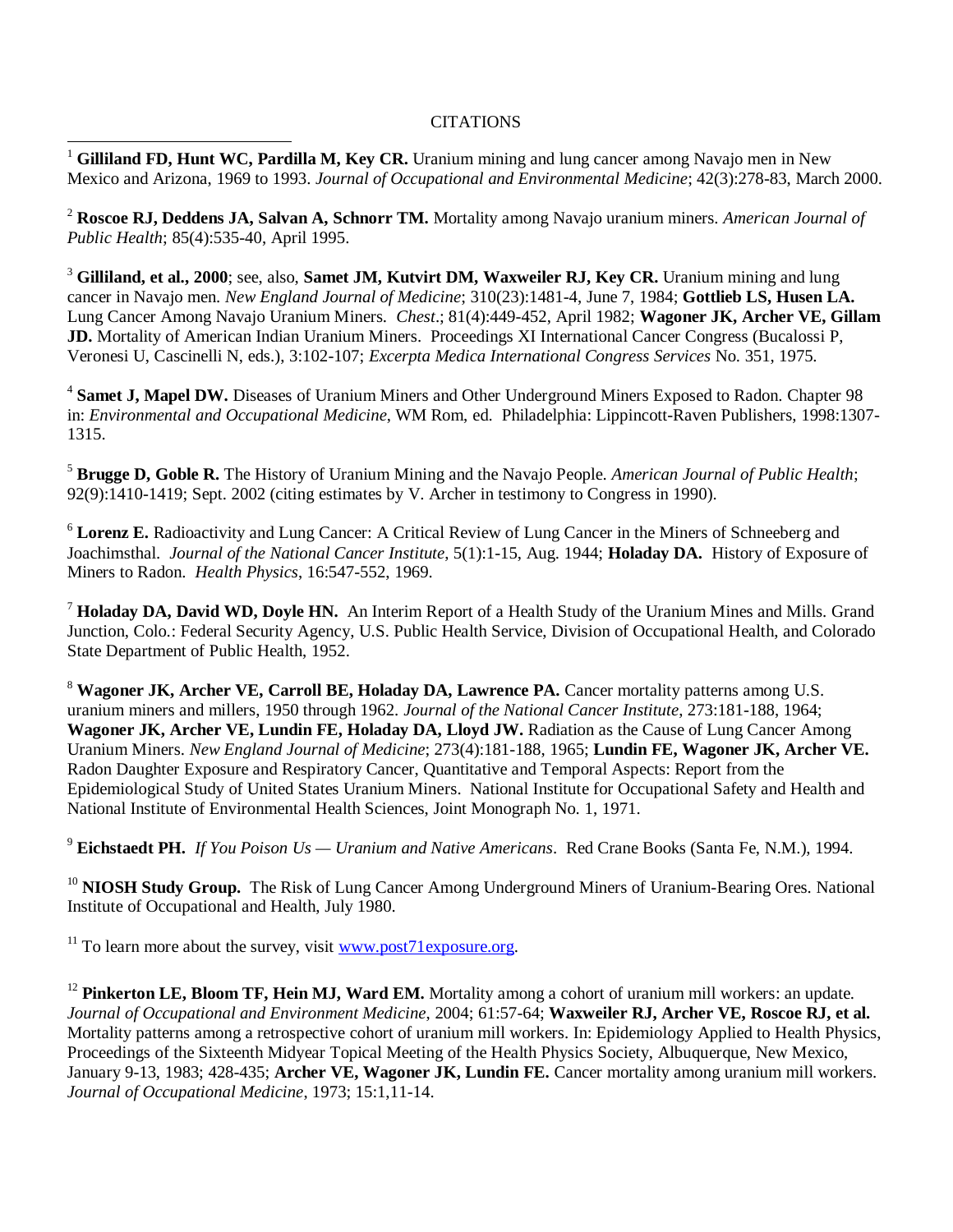CITATIONS

[1] **Gilliland FD, Hunt WC, Pardilla M, Key CR.** Uranium mining and lung cancer among Navajo men in New Mexico and Arizona, 1969 to 1993. *Journal of Occupational and Environmental Medicine*; 42(3):278-83, March 2000.

[2] **Roscoe RJ, Deddens JA, Salvan A, Schnorr TM.** Mortality among Navajo uranium miners. *American Journal of Public Health*; 85(4):535-40, April 1995.

[3] **Gilliland, et al., 2000**; see, also, **Samet JM, Kutvirt DM, Waxweiler RJ, Key CR.** Uranium mining and lung cancer in Navajo men. *New England Journal of Medicine*; 310(23):1481-4, June 7, 1984; **Gottlieb LS, Husen LA.** Lung Cancer Among Navajo Uranium Miners. *Chest*.; 81(4):449-452, April 1982; **Wagoner JK, Archer VE, Gillam JD.** Mortality of American Indian Uranium Miners. Proceedings XI International Cancer Congress (Bucalossi P, Veronesi U, Cascinelli N, eds.), 3:102-107; *Excerpta Medica International Congress Services* No. 351, 1975.

[4] **Samet J, Mapel DW.** Diseases of Uranium Miners and Other Underground Miners Exposed to Radon. Chapter 98 in: *Environmental and Occupational Medicine*, WM Rom, ed. Philadelphia: Lippincott-Raven Publishers, 1998:1307-1315.

[5] **Brugge D, Goble R.** The History of Uranium Mining and the Navajo People. *American Journal of Public Health*; 92(9):1410-1419; Sept. 2002 (citing estimates by V. Archer in testimony to Congress in 1990).

[6] **Lorenz E.** Radioactivity and Lung Cancer: A Critical Review of Lung Cancer in the Miners of Schneeberg and Joachimsthal. *Journal of the National Cancer Institute*, 5(1):1-15, Aug. 1944; **Holaday DA.** History of Exposure of Miners to Radon. *Health Physics*, 16:547-552, 1969.

[7] **Holaday DA, David WD, Doyle HN.** An Interim Report of a Health Study of the Uranium Mines and Mills. Grand Junction, Colo.: Federal Security Agency, U.S. Public Health Service, Division of Occupational Health, and Colorado State Department of Public Health, 1952.

[8] **Wagoner JK, Archer VE, Carroll BE, Holaday DA, Lawrence PA.** Cancer mortality patterns among U.S. uranium miners and millers, 1950 through 1962. *Journal of the National Cancer Institute*, 273:181-188, 1964; **Wagoner JK, Archer VE, Lundin FE, Holaday DA, Lloyd JW.** Radiation as the Cause of Lung Cancer Among Uranium Miners. *New England Journal of Medicine*; 273(4):181-188, 1965; **Lundin FE, Wagoner JK, Archer VE.** Radon Daughter Exposure and Respiratory Cancer, Quantitative and Temporal Aspects: Report from the Epidemiological Study of United States Uranium Miners. National Institute for Occupational Safety and Health and National Institute of Environmental Health Sciences, Joint Monograph No. 1, 1971.

[9] **Eichstaedt PH.** *If You Poison Us — Uranium and Native Americans*. Red Crane Books (Santa Fe, N.M.), 1994.

[10] **NIOSH Study Group.** The Risk of Lung Cancer Among Underground Miners of Uranium-Bearing Ores. National Institute of Occupational and Health, July 1980.

[11] To learn more about the survey, visit www.post71exposure.org.

[12] **Pinkerton LE, Bloom TF, Hein MJ, Ward EM.** Mortality among a cohort of uranium mill workers: an update. *Journal of Occupational and Environment Medicine*, 2004; 61:57-64; **Waxweiler RJ, Archer VE, Roscoe RJ, et al.** Mortality patterns among a retrospective cohort of uranium mill workers. In: Epidemiology Applied to Health Physics, Proceedings of the Sixteenth Midyear Topical Meeting of the Health Physics Society, Albuquerque, New Mexico, January 9-13, 1983; 428-435; **Archer VE, Wagoner JK, Lundin FE.** Cancer mortality among uranium mill workers. *Journal of Occupational Medicine*, 1973; 15:1,11-14.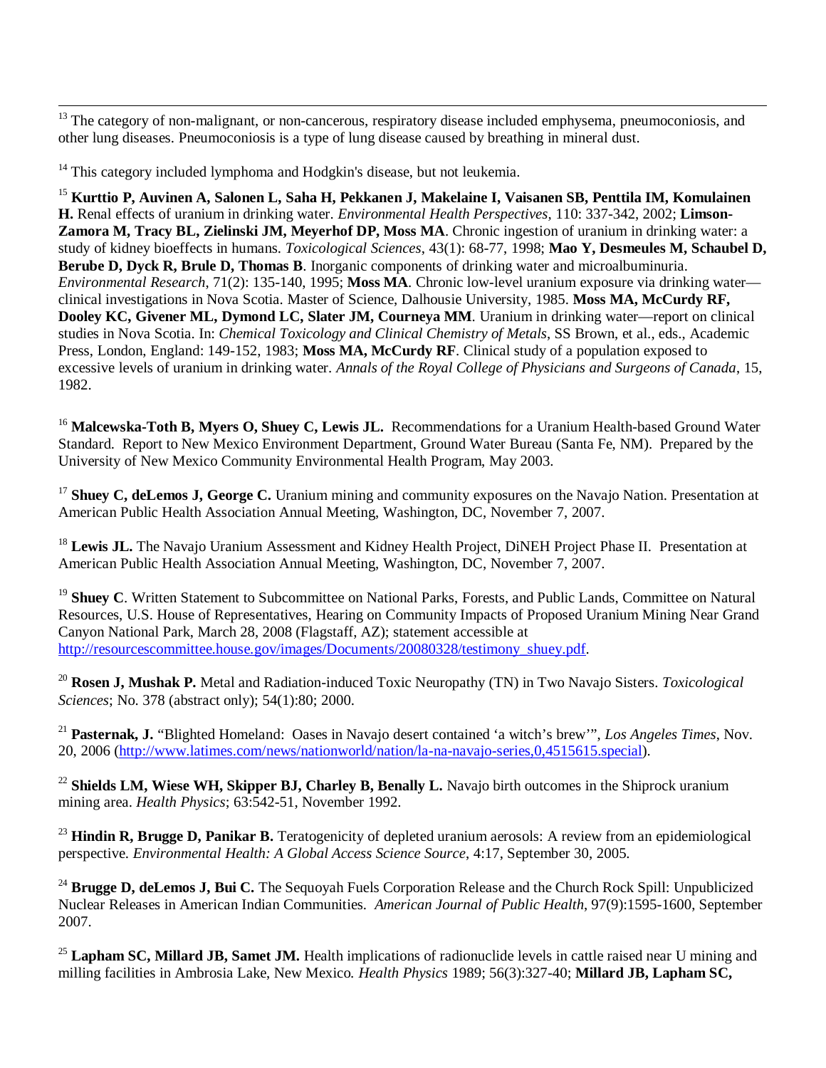[13] The category of non-malignant, or non-cancerous, respiratory disease included emphysema, pneumoconiosis, and other lung diseases. Pneumoconiosis is a type of lung disease caused by breathing in mineral dust.

[14] This category included lymphoma and Hodgkin's disease, but not leukemia.

[15] **Kurttio P, Auvinen A, Salonen L, Saha H, Pekkanen J, Makelaine I, Vaisanen SB, Penttila IM, Komulainen H.** Renal effects of uranium in drinking water. *Environmental Health Perspectives*, 110: 337-342, 2002; **Limson-Zamora M, Tracy BL, Zielinski JM, Meyerhof DP, Moss MA**. Chronic ingestion of uranium in drinking water: a study of kidney bioeffects in humans. *Toxicological Sciences*, 43(1): 68-77, 1998; **Mao Y, Desmeules M, Schaubel D, Berube D, Dyck R, Brule D, Thomas B**. Inorganic components of drinking water and microalbuminuria. *Environmental Research*, 71(2): 135-140, 1995; **Moss MA**. Chronic low-level uranium exposure via drinking water—clinical investigations in Nova Scotia. Master of Science, Dalhousie University, 1985. **Moss MA, McCurdy RF, Dooley KC, Givener ML, Dymond LC, Slater JM, Courneya MM**. Uranium in drinking water—report on clinical studies in Nova Scotia. In: *Chemical Toxicology and Clinical Chemistry of Metals*, SS Brown, et al., eds., Academic Press, London, England: 149-152, 1983; **Moss MA, McCurdy RF**. Clinical study of a population exposed to excessive levels of uranium in drinking water. *Annals of the Royal College of Physicians and Surgeons of Canada*, 15, 1982.

[16] **Malcewska-Toth B, Myers O, Shuey C, Lewis JL.** Recommendations for a Uranium Health-based Ground Water Standard. Report to New Mexico Environment Department, Ground Water Bureau (Santa Fe, NM). Prepared by the University of New Mexico Community Environmental Health Program, May 2003.

[17] **Shuey C, deLemos J, George C.** Uranium mining and community exposures on the Navajo Nation. Presentation at American Public Health Association Annual Meeting, Washington, DC, November 7, 2007.

[18] **Lewis JL.** The Navajo Uranium Assessment and Kidney Health Project, DiNEH Project Phase II. Presentation at American Public Health Association Annual Meeting, Washington, DC, November 7, 2007.

[19] **Shuey C**. Written Statement to Subcommittee on National Parks, Forests, and Public Lands, Committee on Natural Resources, U.S. House of Representatives, Hearing on Community Impacts of Proposed Uranium Mining Near Grand Canyon National Park, March 28, 2008 (Flagstaff, AZ); statement accessible at http://resourcescommittee.house.gov/images/Documents/20080328/testimony_shuey.pdf.

[20] **Rosen J, Mushak P.** Metal and Radiation-induced Toxic Neuropathy (TN) in Two Navajo Sisters. *Toxicological Sciences*; No. 378 (abstract only); 54(1):80; 2000.

[21] **Pasternak, J.** "Blighted Homeland: Oases in Navajo desert contained 'a witch's brew'", *Los Angeles Times*, Nov. 20, 2006 (http://www.latimes.com/news/nationworld/nation/la-na-navajo-series,0,4515615.special).

[22] **Shields LM, Wiese WH, Skipper BJ, Charley B, Benally L.** Navajo birth outcomes in the Shiprock uranium mining area. *Health Physics*; 63:542-51, November 1992.

[23] **Hindin R, Brugge D, Panikar B.** Teratogenicity of depleted uranium aerosols: A review from an epidemiological perspective. *Environmental Health: A Global Access Science Source*, 4:17, September 30, 2005.

[24] **Brugge D, deLemos J, Bui C.** The Sequoyah Fuels Corporation Release and the Church Rock Spill: Unpublicized Nuclear Releases in American Indian Communities. *American Journal of Public Health*, 97(9):1595-1600, September 2007.

[25] **Lapham SC, Millard JB, Samet JM.** Health implications of radionuclide levels in cattle raised near U mining and milling facilities in Ambrosia Lake, New Mexico. *Health Physics* 1989; 56(3):327-40; **Millard JB, Lapham SC,**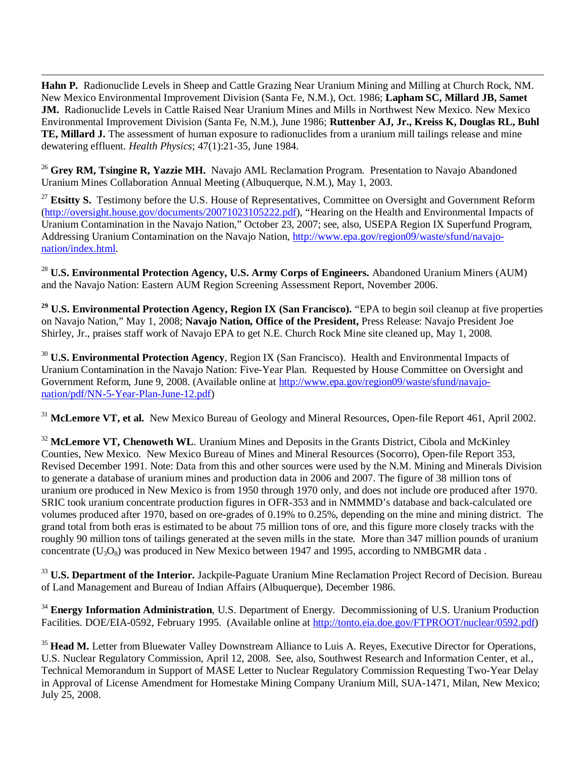**Hahn P.** Radionuclide Levels in Sheep and Cattle Grazing Near Uranium Mining and Milling at Church Rock, NM. New Mexico Environmental Improvement Division (Santa Fe, N.M.), Oct. 1986; **Lapham SC, Millard JB, Samet JM.** Radionuclide Levels in Cattle Raised Near Uranium Mines and Mills in Northwest New Mexico. New Mexico Environmental Improvement Division (Santa Fe, N.M.), June 1986; **Ruttenber AJ, Jr., Kreiss K, Douglas RL, Buhl TE, Millard J.** The assessment of human exposure to radionuclides from a uranium mill tailings release and mine dewatering effluent. *Health Physics*; 47(1):21-35, June 1984.

[26] **Grey RM, Tsingine R, Yazzie MH.** Navajo AML Reclamation Program. Presentation to Navajo Abandoned Uranium Mines Collaboration Annual Meeting (Albuquerque, N.M.), May 1, 2003.

[27] **Etsitty S.** Testimony before the U.S. House of Representatives, Committee on Oversight and Government Reform (http://oversight.house.gov/documents/20071023105222.pdf), "Hearing on the Health and Environmental Impacts of Uranium Contamination in the Navajo Nation," October 23, 2007; see, also, USEPA Region IX Superfund Program, Addressing Uranium Contamination on the Navajo Nation, http://www.epa.gov/region09/waste/sfund/navajo-nation/index.html.

[28] **U.S. Environmental Protection Agency, U.S. Army Corps of Engineers.** Abandoned Uranium Miners (AUM) and the Navajo Nation: Eastern AUM Region Screening Assessment Report, November 2006.

[29] **U.S. Environmental Protection Agency, Region IX (San Francisco).** "EPA to begin soil cleanup at five properties on Navajo Nation," May 1, 2008; **Navajo Nation, Office of the President,** Press Release: Navajo President Joe Shirley, Jr., praises staff work of Navajo EPA to get N.E. Church Rock Mine site cleaned up, May 1, 2008.

[30] **U.S. Environmental Protection Agency**, Region IX (San Francisco). Health and Environmental Impacts of Uranium Contamination in the Navajo Nation: Five-Year Plan. Requested by House Committee on Oversight and Government Reform, June 9, 2008. (Available online at http://www.epa.gov/region09/waste/sfund/navajo-nation/pdf/NN-5-Year-Plan-June-12.pdf)

[31] **McLemore VT, et al.** New Mexico Bureau of Geology and Mineral Resources, Open-file Report 461, April 2002.

[32] **McLemore VT, Chenoweth WL**. Uranium Mines and Deposits in the Grants District, Cibola and McKinley Counties, New Mexico. New Mexico Bureau of Mines and Mineral Resources (Socorro), Open-file Report 353, Revised December 1991. Note: Data from this and other sources were used by the N.M. Mining and Minerals Division to generate a database of uranium mines and production data in 2006 and 2007. The figure of 38 million tons of uranium ore produced in New Mexico is from 1950 through 1970 only, and does not include ore produced after 1970. SRIC took uranium concentrate production figures in OFR-353 and in NMMMD's database and back-calculated ore volumes produced after 1970, based on ore-grades of 0.19% to 0.25%, depending on the mine and mining district. The grand total from both eras is estimated to be about 75 million tons of ore, and this figure more closely tracks with the roughly 90 million tons of tailings generated at the seven mills in the state. More than 347 million pounds of uranium concentrate ($U_3O_8$) was produced in New Mexico between 1947 and 1995, according to NMBGMR data .

[33] **U.S. Department of the Interior.** Jackpile-Paguate Uranium Mine Reclamation Project Record of Decision. Bureau of Land Management and Bureau of Indian Affairs (Albuquerque), December 1986.

[34] **Energy Information Administration**, U.S. Department of Energy. Decommissioning of U.S. Uranium Production Facilities. DOE/EIA-0592, February 1995. (Available online at http://tonto.eia.doe.gov/FTPROOT/nuclear/0592.pdf)

[35] **Head M.** Letter from Bluewater Valley Downstream Alliance to Luis A. Reyes, Executive Director for Operations, U.S. Nuclear Regulatory Commission, April 12, 2008. See, also, Southwest Research and Information Center, et al., Technical Memorandum in Support of MASE Letter to Nuclear Regulatory Commission Requesting Two-Year Delay in Approval of License Amendment for Homestake Mining Company Uranium Mill, SUA-1471, Milan, New Mexico; July 25, 2008.